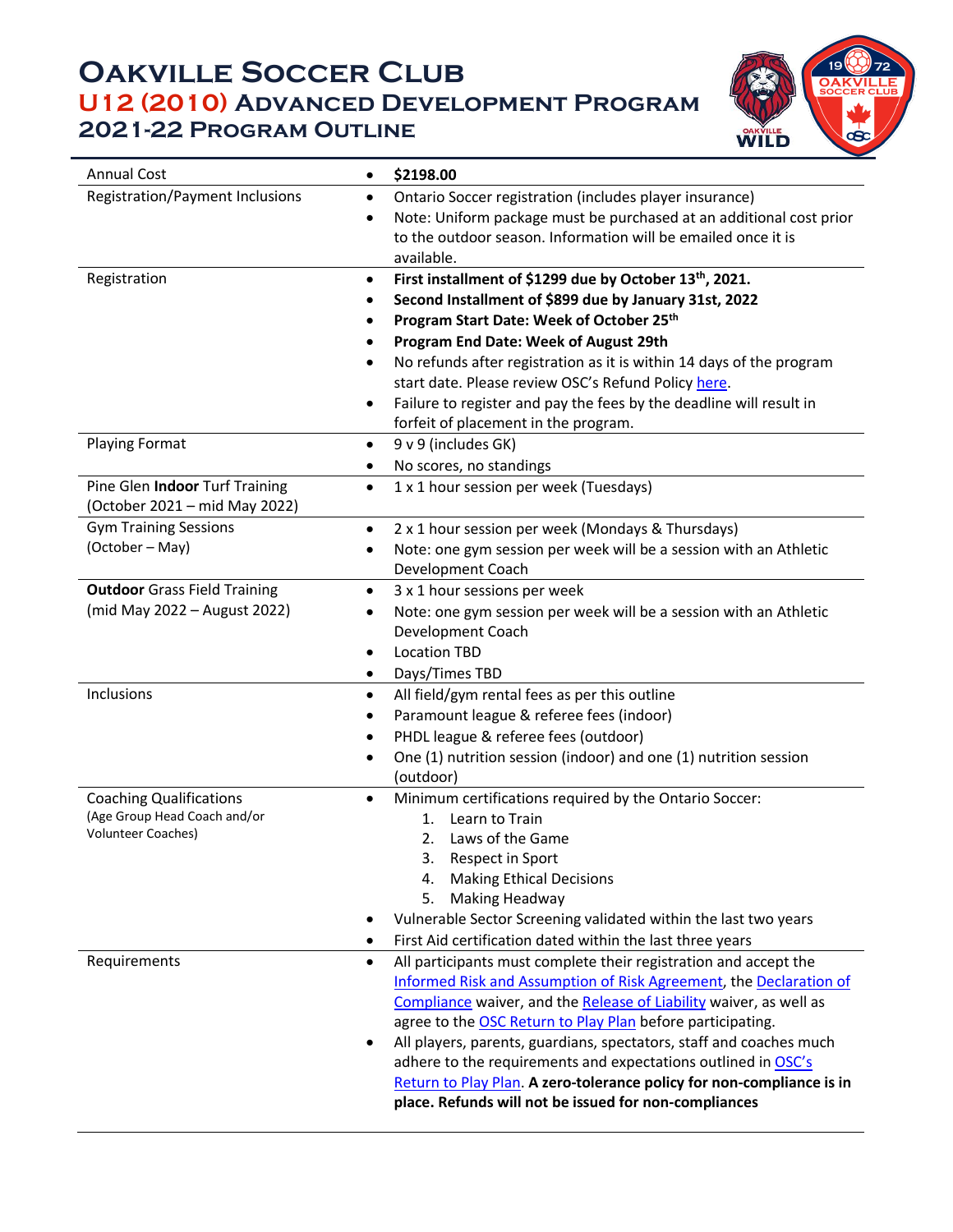# Oakville Soccer Club
## U12 (2010) Advanced Development Program
### 2021-22 Program Outline

| | |
|---|---|
| Annual Cost | • **$2198.00** |
| Registration/Payment Inclusions | • Ontario Soccer registration (includes player insurance)<br>• Note: Uniform package must be purchased at an additional cost prior to the outdoor season. Information will be emailed once it is available. |
| Registration | • **First installment of $1299 due by October 13th, 2021.**<br>• **Second Installment of $899 due by January 31st, 2022**<br>• **Program Start Date: Week of October 25th**<br>• **Program End Date: Week of August 29th**<br>• No refunds after registration as it is within 14 days of the program start date. Please review OSC's Refund Policy here.<br>• Failure to register and pay the fees by the deadline will result in forfeit of placement in the program. |
| Playing Format | • 9 v 9 (includes GK)<br>• No scores, no standings |
| Pine Glen **Indoor** Turf Training (October 2021 – mid May 2022) | • 1 x 1 hour session per week (Tuesdays) |
| Gym Training Sessions (October – May) | • 2 x 1 hour session per week (Mondays & Thursdays)<br>• Note: one gym session per week will be a session with an Athletic Development Coach |
| **Outdoor** Grass Field Training (mid May 2022 – August 2022) | • 3 x 1 hour sessions per week<br>• Note: one gym session per week will be a session with an Athletic Development Coach<br>• Location TBD<br>• Days/Times TBD |
| Inclusions | • All field/gym rental fees as per this outline<br>• Paramount league & referee fees (indoor)<br>• PHDL league & referee fees (outdoor)<br>• One (1) nutrition session (indoor) and one (1) nutrition session (outdoor) |
| Coaching Qualifications (Age Group Head Coach and/or Volunteer Coaches) | • Minimum certifications required by the Ontario Soccer:<br>1. Learn to Train<br>2. Laws of the Game<br>3. Respect in Sport<br>4. Making Ethical Decisions<br>5. Making Headway<br>• Vulnerable Sector Screening validated within the last two years<br>• First Aid certification dated within the last three years |
| Requirements | • All participants must complete their registration and accept the Informed Risk and Assumption of Risk Agreement, the Declaration of Compliance waiver, and the Release of Liability waiver, as well as agree to the OSC Return to Play Plan before participating.<br>• All players, parents, guardians, spectators, staff and coaches much adhere to the requirements and expectations outlined in OSC's Return to Play Plan. **A zero-tolerance policy for non-compliance is in place. Refunds will not be issued for non-compliances** |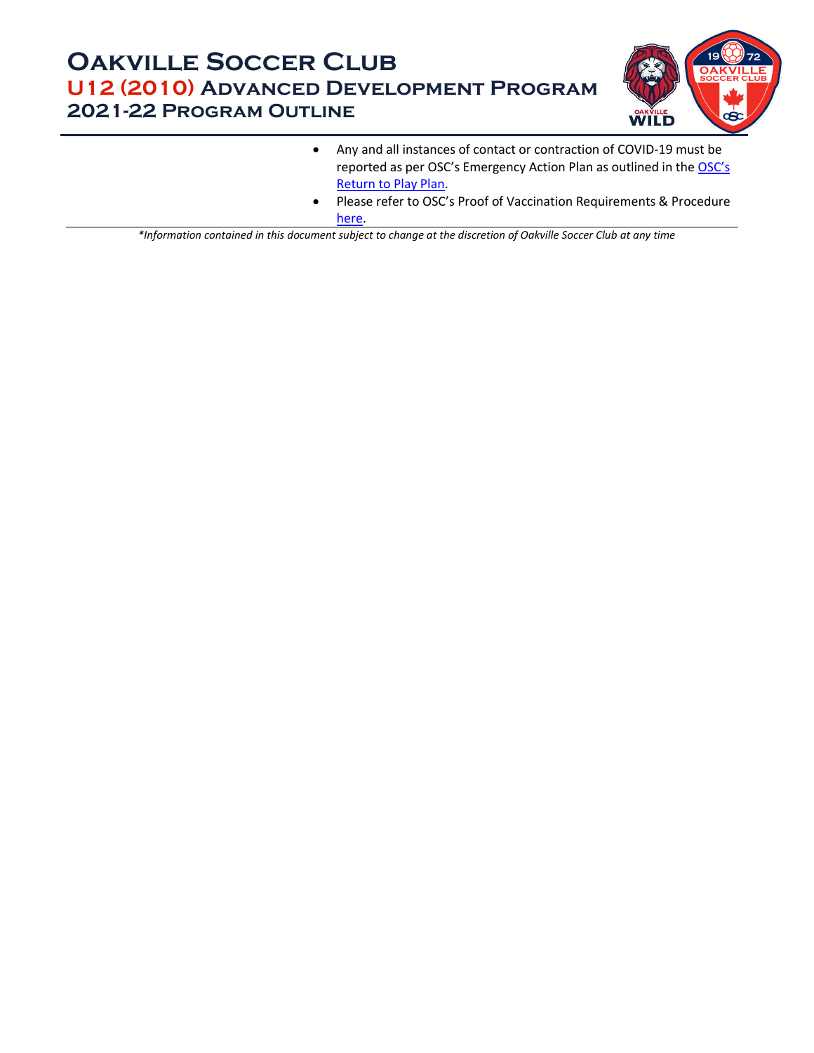- Any and all instances of contact or contraction of COVID-19 must be reported as per OSC's Emergency Action Plan as outlined in the OSC's Return to Play Plan.
- Please refer to OSC's Proof of Vaccination Requirements & Procedure here.

*\*Information contained in this document subject to change at the discretion of Oakville Soccer Club at any time*